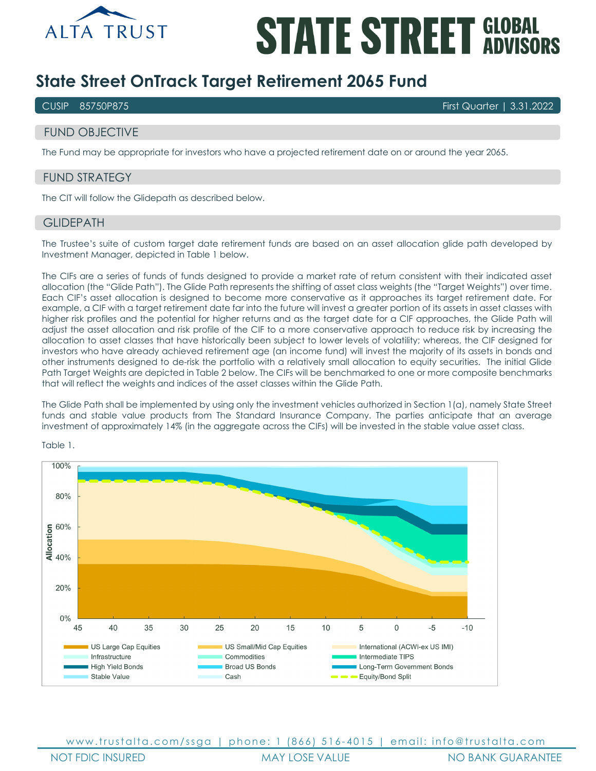# State Street OnTrack Target Retirement 2065 Fund

CUSIP 85750P875 | First Quarter | 3.31.2022

## FUND OBJECTIVE

The Fund may be appropriate for investors who have a projected retirement date on or around the year 2065.

## FUND STRATEGY

The CIT will follow the Glidepath as described below.

## GLIDEPATH

The Trustee's suite of custom target date retirement funds are based on an asset allocation glide path developed by Investment Manager, depicted in Table 1 below.

The CIFs are a series of funds of funds designed to provide a market rate of return consistent with their indicated asset allocation (the "Glide Path"). The Glide Path represents the shifting of asset class weights (the "Target Weights") over time. Each CIF's asset allocation is designed to become more conservative as it approaches its target retirement date. For example, a CIF with a target retirement date far into the future will invest a greater portion of its assets in asset classes with higher risk profiles and the potential for higher returns and as the target date for a CIF approaches, the Glide Path will adjust the asset allocation and risk profile of the CIF to a more conservative approach to reduce risk by increasing the allocation to asset classes that have historically been subject to lower levels of volatility; whereas, the CIF designed for investors who have already achieved retirement age (an income fund) will invest the majority of its assets in bonds and other instruments designed to de-risk the portfolio with a relatively small allocation to equity securities. The initial Glide Path Target Weights are depicted in Table 2 below. The CIFs will be benchmarked to one or more composite benchmarks that will reflect the weights and indices of the asset classes within the Glide Path.

The Glide Path shall be implemented by using only the investment vehicles authorized in Section 1(a), namely State Street funds and stable value products from The Standard Insurance Company. The parties anticipate that an average investment of approximately 14% (in the aggregate across the CIFs) will be invested in the stable value asset class.

Table 1.

Allocation (0%–100%) by years to retirement (45, 40, 35, 30, 25, 20, 15, 10, 5, 0, -5, -10)

Legend: US Large Cap Equities; US Small/Mid Cap Equities; International (ACWI-ex US IMI); Infrastructure; Commodities; Intermediate TIPS; High Yield Bonds; Broad US Bonds; Long-Term Government Bonds; Stable Value; Cash; Equity/Bond Split

www.trustalta.com/ssga | phone: 1 (866) 516-4015 | email: info@trustalta.com

NOT FDIC INSURED | MAY LOSE VALUE | NO BANK GUARANTEE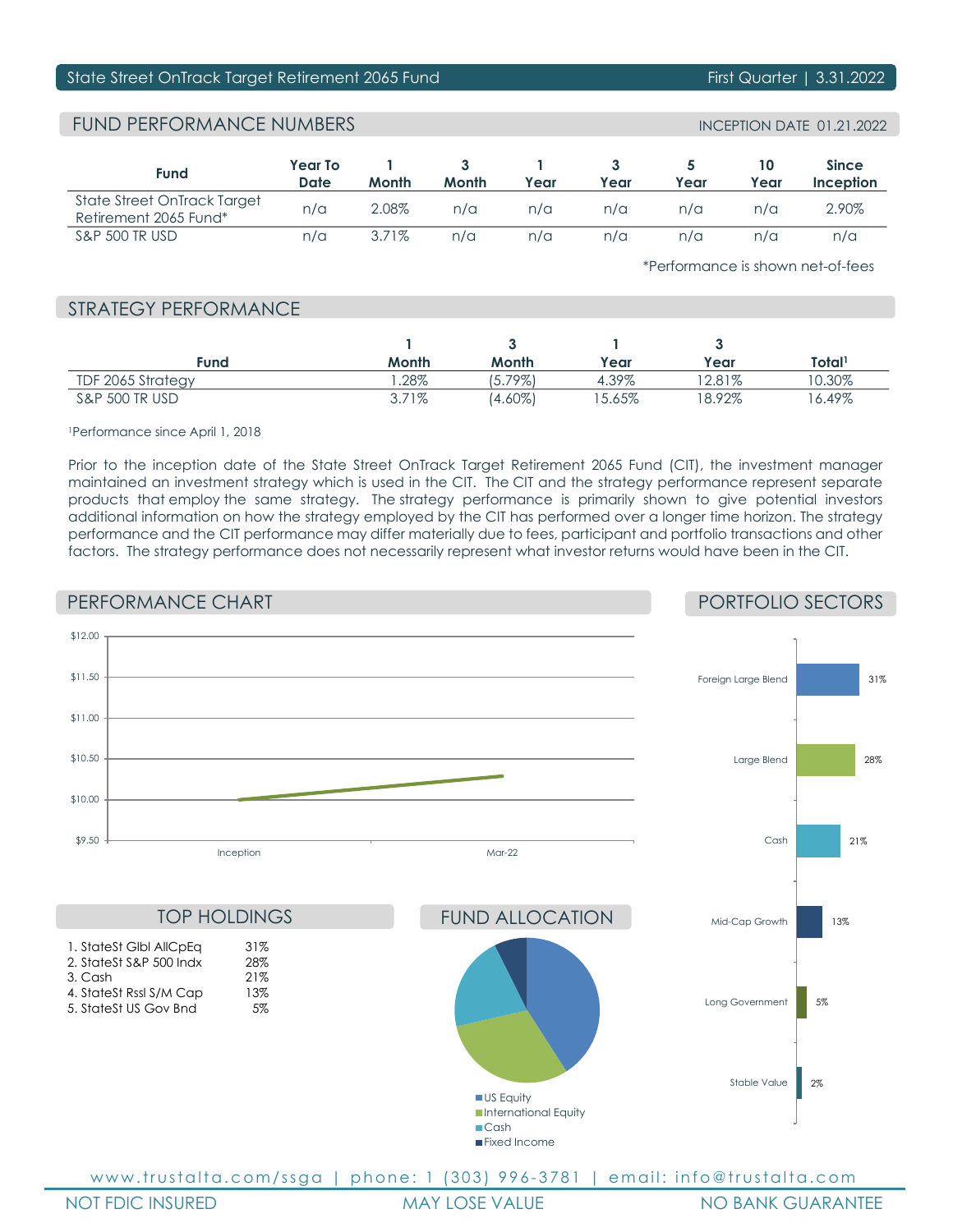State Street OnTrack Target Retirement 2065 Fund — First Quarter | 3.31.2022

## FUND PERFORMANCE NUMBERS

INCEPTION DATE 01.21.2022

| Fund | Year To Date | 1 Month | 3 Month | 1 Year | 3 Year | 5 Year | 10 Year | Since Inception |
|---|---|---|---|---|---|---|---|---|
| State Street OnTrack Target Retirement 2065 Fund* | n/a | 2.08% | n/a | n/a | n/a | n/a | n/a | 2.90% |
| S&P 500 TR USD | n/a | 3.71% | n/a | n/a | n/a | n/a | n/a | n/a |

*Performance is shown net-of-fees

## STRATEGY PERFORMANCE

| Fund | 1 Month | 3 Month | 1 Year | 3 Year | Total[1] |
|---|---|---|---|---|---|
| TDF 2065 Strategy | 1.28% | (5.79%) | 4.39% | 12.81% | 10.30% |
| S&P 500 TR USD | 3.71% | (4.60%) | 15.65% | 18.92% | 16.49% |

[1]Performance since April 1, 2018

Prior to the inception date of the State Street OnTrack Target Retirement 2065 Fund (CIT), the investment manager maintained an investment strategy which is used in the CIT. The CIT and the strategy performance represent separate products that employ the same strategy. The strategy performance is primarily shown to give potential investors additional information on how the strategy employed by the CIT has performed over a longer time horizon. The strategy performance and the CIT performance may differ materially due to fees, participant and portfolio transactions and other factors. The strategy performance does not necessarily represent what investor returns would have been in the CIT.

## PERFORMANCE CHART

$12.00, $11.50, $11.00, $10.50, $10.00, $9.50

Inception — Mar-22

## PORTFOLIO SECTORS

| Sector | % |
|---|---|
| Foreign Large Blend | 31% |
| Large Blend | 28% |
| Cash | 21% |
| Mid-Cap Growth | 13% |
| Long Government | 5% |
| Stable Value | 2% |

## TOP HOLDINGS

| Holding | % |
|---|---|
| 1. StateSt Glbl AllCpEq | 31% |
| 2. StateSt S&P 500 Indx | 28% |
| 3. Cash | 21% |
| 4. StateSt Rssl S/M Cap | 13% |
| 5. StateSt US Gov Bnd | 5% |

## FUND ALLOCATION

- US Equity
- International Equity
- Cash
- Fixed Income

www.trustalta.com/ssga | phone: 1 (303) 996-3781 | email: info@trustalta.com

NOT FDIC INSURED | MAY LOSE VALUE | NO BANK GUARANTEE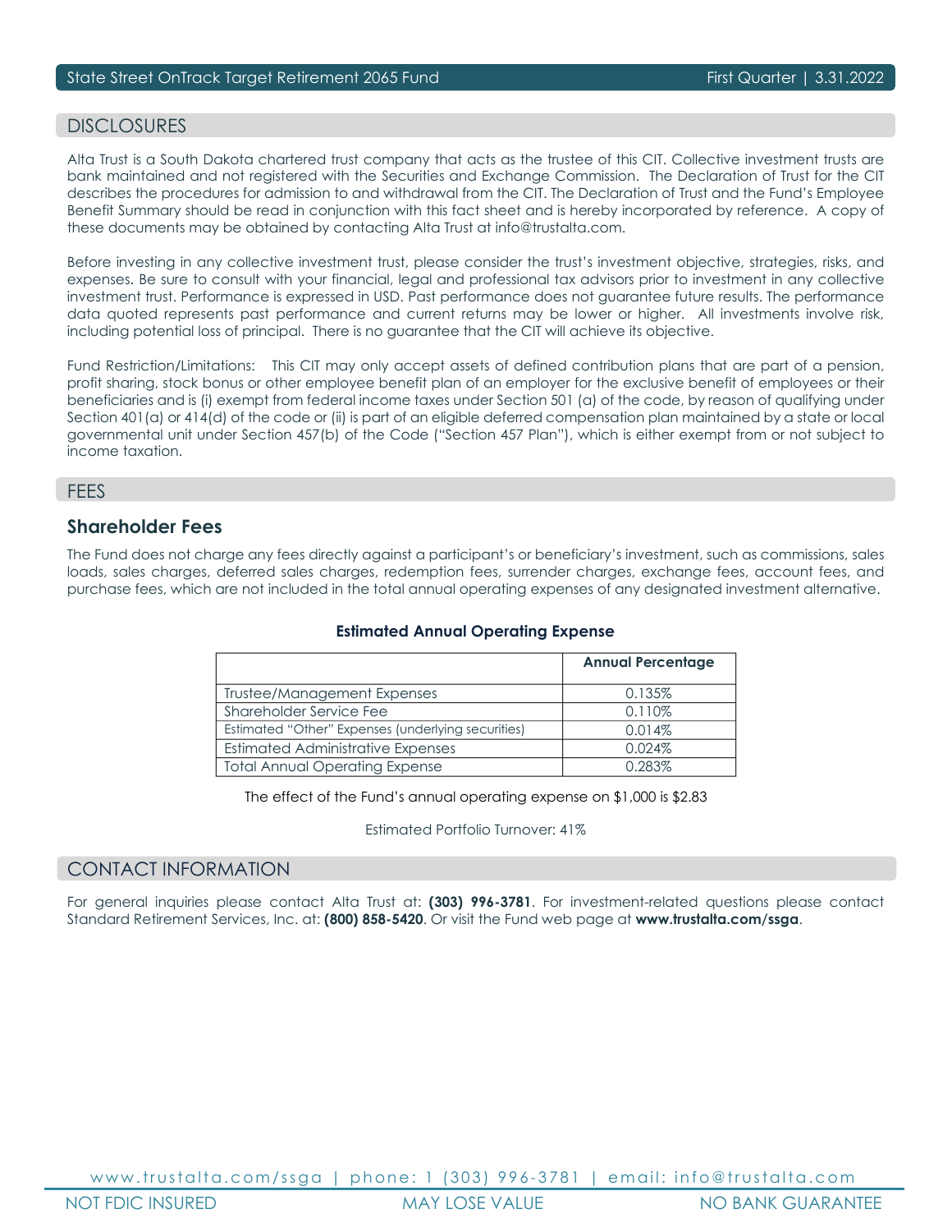## DISCLOSURES

Alta Trust is a South Dakota chartered trust company that acts as the trustee of this CIT. Collective investment trusts are bank maintained and not registered with the Securities and Exchange Commission. The Declaration of Trust for the CIT describes the procedures for admission to and withdrawal from the CIT. The Declaration of Trust and the Fund's Employee Benefit Summary should be read in conjunction with this fact sheet and is hereby incorporated by reference. A copy of these documents may be obtained by contacting Alta Trust at info@trustalta.com.

Before investing in any collective investment trust, please consider the trust's investment objective, strategies, risks, and expenses. Be sure to consult with your financial, legal and professional tax advisors prior to investment in any collective investment trust. Performance is expressed in USD. Past performance does not guarantee future results. The performance data quoted represents past performance and current returns may be lower or higher. All investments involve risk, including potential loss of principal. There is no guarantee that the CIT will achieve its objective.

Fund Restriction/Limitations: This CIT may only accept assets of defined contribution plans that are part of a pension, profit sharing, stock bonus or other employee benefit plan of an employer for the exclusive benefit of employees or their beneficiaries and is (i) exempt from federal income taxes under Section 501 (a) of the code, by reason of qualifying under Section 401(a) or 414(d) of the code or (ii) is part of an eligible deferred compensation plan maintained by a state or local governmental unit under Section 457(b) of the Code ("Section 457 Plan"), which is either exempt from or not subject to income taxation.

## FEES

### Shareholder Fees

The Fund does not charge any fees directly against a participant's or beneficiary's investment, such as commissions, sales loads, sales charges, deferred sales charges, redemption fees, surrender charges, exchange fees, account fees, and purchase fees, which are not included in the total annual operating expenses of any designated investment alternative.

**Estimated Annual Operating Expense**

| | Annual Percentage |
|---|---|
| Trustee/Management Expenses | 0.135% |
| Shareholder Service Fee | 0.110% |
| Estimated "Other" Expenses (underlying securities) | 0.014% |
| Estimated Administrative Expenses | 0.024% |
| Total Annual Operating Expense | 0.283% |

The effect of the Fund's annual operating expense on $1,000 is $2.83

Estimated Portfolio Turnover: 41%

## CONTACT INFORMATION

For general inquiries please contact Alta Trust at: **(303) 996-3781**. For investment-related questions please contact Standard Retirement Services, Inc. at: **(800) 858-5420**. Or visit the Fund web page at **www.trustalta.com/ssga**.

NOT FDIC INSURED | MAY LOSE VALUE | NO BANK GUARANTEE